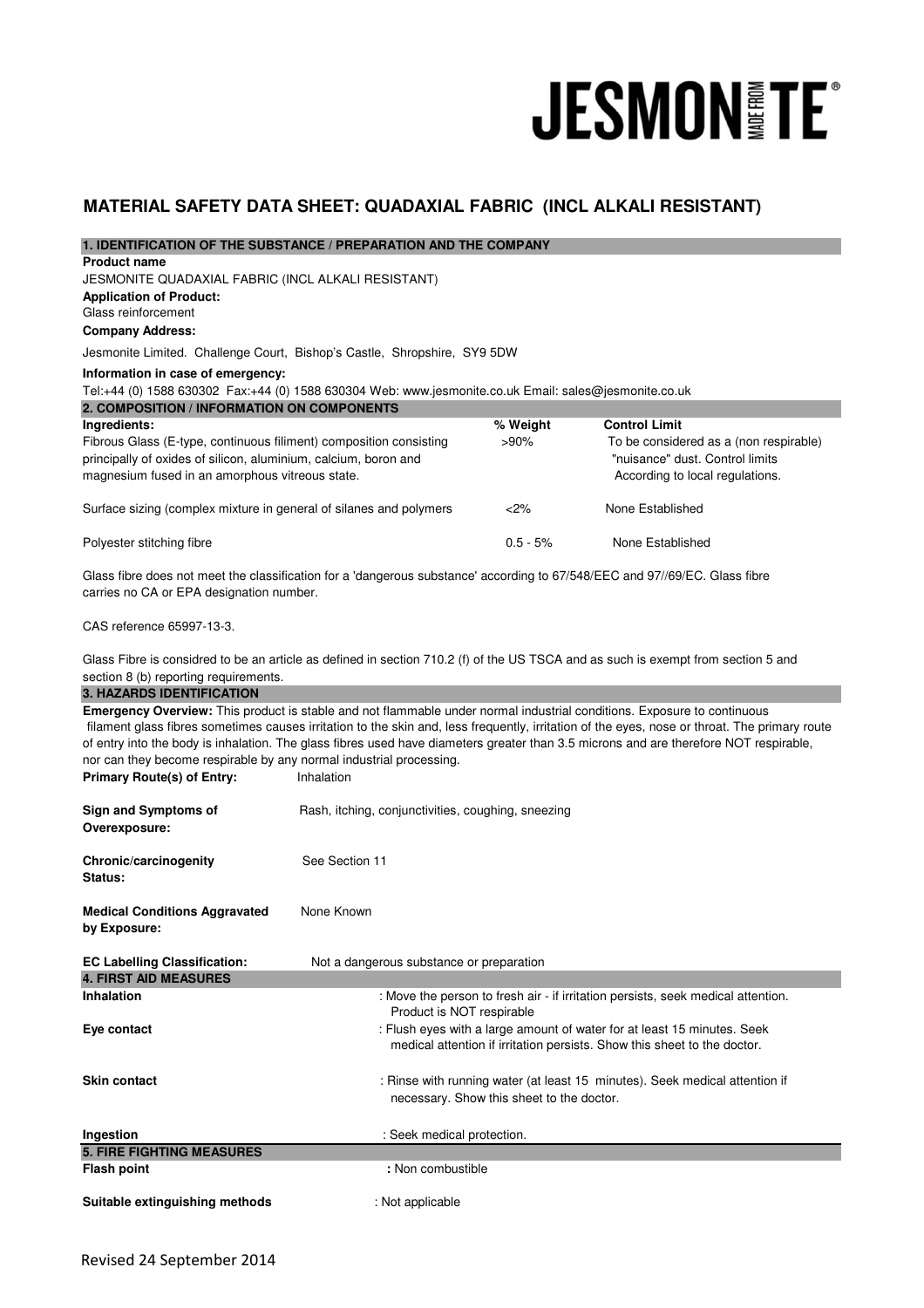JESMONITE

# MATERIAL SAFETY DATA SHEET: QUADAXIAL FABRIC (INCL ALKALI RESISTANT)

## 1. IDENTIFICATION OF THE SUBSTANCE / PREPARATION AND THE COMPANY

**Product name**

JESMONITE QUADAXIAL FABRIC (INCL ALKALI RESISTANT)

**Application of Product:**

Glass reinforcement

**Company Address:**

Jesmonite Limited. Challenge Court, Bishop's Castle, Shropshire, SY9 5DW

**Information in case of emergency:**

Tel:+44 (0) 1588 630302 Fax:+44 (0) 1588 630304 Web: www.jesmonite.co.uk Email: sales@jesmonite.co.uk

## 2. COMPOSITION / INFORMATION ON COMPONENTS

| Ingredients: | % Weight | Control Limit |
|---|---|---|
| Fibrous Glass (E-type, continuous filiment) composition consisting principally of oxides of silicon, aluminium, calcium, boron and magnesium fused in an amorphous vitreous state. | >90% | To be considered as a (non respirable) "nuisance" dust. Control limits According to local regulations. |
| Surface sizing (complex mixture in general of silanes and polymers | <2% | None Established |
| Polyester stitching fibre | 0.5 - 5% | None Established |

Glass fibre does not meet the classification for a 'dangerous substance' according to 67/548/EEC and 97//69/EC. Glass fibre carries no CA or EPA designation number.

CAS reference 65997-13-3.

Glass Fibre is considred to be an article as defined in section 710.2 (f) of the US TSCA and as such is exempt from section 5 and section 8 (b) reporting requirements.

## 3. HAZARDS IDENTIFICATION

**Emergency Overview:** This product is stable and not flammable under normal industrial conditions. Exposure to continuous filament glass fibres sometimes causes irritation to the skin and, less frequently, irritation of the eyes, nose or throat. The primary route of entry into the body is inhalation. The glass fibres used have diameters greater than 3.5 microns and are therefore NOT respirable, nor can they become respirable by any normal industrial processing.

**Primary Route(s) of Entry:** Inhalation

**Sign and Symptoms of Overexposure:** Rash, itching, conjunctivities, coughing, sneezing

**Chronic/carcinogenity Status:** See Section 11

**Medical Conditions Aggravated by Exposure:** None Known

**EC Labelling Classification:** Not a dangerous substance or preparation

## 4. FIRST AID MEASURES

**Inhalation** : Move the person to fresh air - if irritation persists, seek medical attention. Product is NOT respirable

**Eye contact** : Flush eyes with a large amount of water for at least 15 minutes. Seek medical attention if irritation persists. Show this sheet to the doctor.

**Skin contact** : Rinse with running water (at least 15 minutes). Seek medical attention if necessary. Show this sheet to the doctor.

**Ingestion** : Seek medical protection.

## 5. FIRE FIGHTING MEASURES

**Flash point** : Non combustible

**Suitable extinguishing methods** : Not applicable

Revised 24 September 2014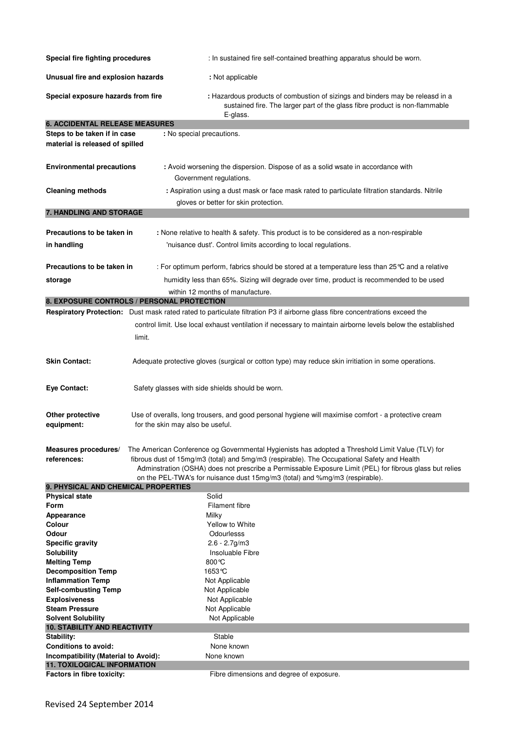**Special fire fighting procedures** : In sustained fire self-contained breathing apparatus should be worn.

**Unusual fire and explosion hazards** : Not applicable

**Special exposure hazards from fire** : Hazardous products of combustion of sizings and binders may be releasd in a sustained fire. The larger part of the glass fibre product is non-flammable E-glass.

## 6. ACCIDENTAL RELEASE MEASURES

**Steps to be taken if in case material is released of spilled** : No special precautions.

**Environmental precautions** : Avoid worsening the dispersion. Dispose of as a solid wsate in accordance with Government regulations.

**Cleaning methods** : Aspiration using a dust mask or face mask rated to particulate filtration standards. Nitrile gloves or better for skin protection.

## 7. HANDLING AND STORAGE

**Precautions to be taken in in handling** : None relative to health & safety. This product is to be considered as a non-respirable 'nuisance dust'. Control limits according to local regulations.

**Precautions to be taken in storage** : For optimum perform, fabrics should be stored at a temperature less than 25℃ and a relative humidity less than 65%. Sizing will degrade over time, product is recommended to be used within 12 months of manufacture.

## 8. EXPOSURE CONTROLS / PERSONAL PROTECTION

**Respiratory Protection:** Dust mask rated rated to particulate filtration P3 if airborne glass fibre concentrations exceed the control limit. Use local exhaust ventilation if necessary to maintain airborne levels below the established limit.

**Skin Contact:** Adequate protective gloves (surgical or cotton type) may reduce skin irritiation in some operations.

**Eye Contact:** Safety glasses with side shields should be worn.

**Other protective equipment:** Use of overalls, long trousers, and good personal hygiene will maximise comfort - a protective cream for the skin may also be useful.

**Measures procedures/ references:** The American Conference og Governmental Hygienists has adopted a Threshold Limit Value (TLV) for fibrous dust of 15mg/m3 (total) and 5mg/m3 (respirable). The Occupational Safety and Health Adminstration (OSHA) does not prescribe a Permissable Exposure Limit (PEL) for fibrous glass but relies on the PEL-TWA's for nuisance dust 15mg/m3 (total) and %mg/m3 (respirable).

## 9. PHYSICAL AND CHEMICAL PROPERTIES

| | |
|---|---|
| **Physical state** | Solid |
| **Form** | Filament fibre |
| **Appearance** | Milky |
| **Colour** | Yellow to White |
| **Odour** | Odourlesss |
| **Specific gravity** | 2.6 - 2.7g/m3 |
| **Solubility** | Insoluable Fibre |
| **Melting Temp** | 800℃ |
| **Decomposition Temp** | 1653℃ |
| **Inflammation Temp** | Not Applicable |
| **Self-combusting Temp** | Not Applicable |
| **Explosiveness** | Not Applicable |
| **Steam Pressure** | Not Applicable |
| **Solvent Solubility** | Not Applicable |

## 10. STABILITY AND REACTIVITY

| | |
|---|---|
| **Stability:** | Stable |
| **Conditions to avoid:** | None known |
| **Incompatibility (Material to Avoid):** | None known |

## 11. TOXILOGICAL INFORMATION

**Factors in fibre toxicity:** Fibre dimensions and degree of exposure.

Revised 24 September 2014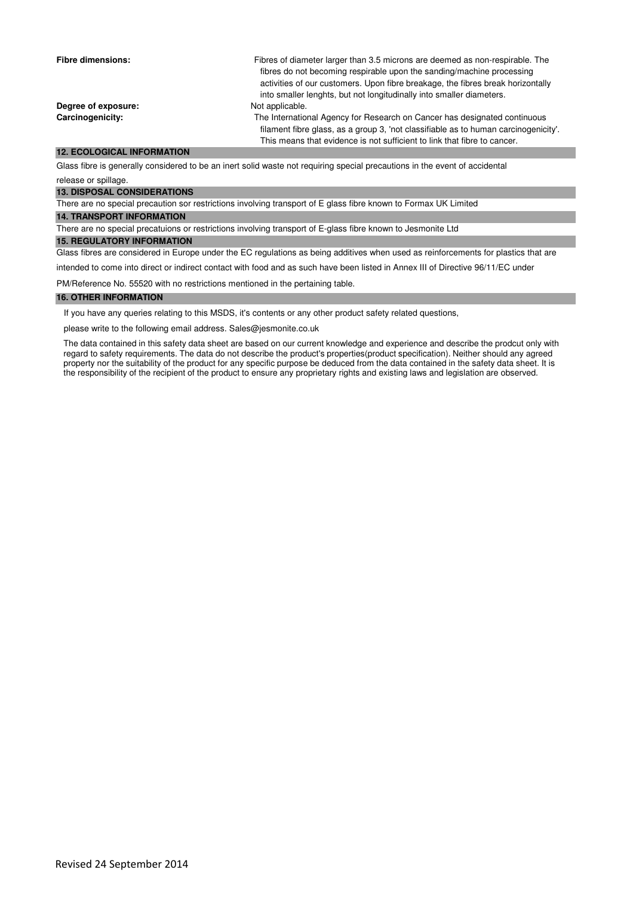**Fibre dimensions:** Fibres of diameter larger than 3.5 microns are deemed as non-respirable. The fibres do not becoming respirable upon the sanding/machine processing activities of our customers. Upon fibre breakage, the fibres break horizontally into smaller lenghts, but not longitudinally into smaller diameters.

**Degree of exposure:** Not applicable.

**Carcinogenicity:** The International Agency for Research on Cancer has designated continuous filament fibre glass, as a group 3, 'not classifiable as to human carcinogenicity'. This means that evidence is not sufficient to link that fibre to cancer.

## 12. ECOLOGICAL INFORMATION

Glass fibre is generally considered to be an inert solid waste not requiring special precautions in the event of accidental release or spillage.

## 13. DISPOSAL CONSIDERATIONS

There are no special precaution sor restrictions involving transport of E glass fibre known to Formax UK Limited

## 14. TRANSPORT INFORMATION

There are no special precatuions or restrictions involving transport of E-glass fibre known to Jesmonite Ltd

## 15. REGULATORY INFORMATION

Glass fibres are considered in Europe under the EC regulations as being additives when used as reinforcements for plastics that are intended to come into direct or indirect contact with food and as such have been listed in Annex III of Directive 96/11/EC under PM/Reference No. 55520 with no restrictions mentioned in the pertaining table.

## 16. OTHER INFORMATION

If you have any queries relating to this MSDS, it's contents or any other product safety related questions, please write to the following email address. Sales@jesmonite.co.uk

The data contained in this safety data sheet are based on our current knowledge and experience and describe the prodcut only with regard to safety requirements. The data do not describe the product's properties(product specification). Neither should any agreed property nor the suitability of the product for any specific purpose be deduced from the data contained in the safety data sheet. It is the responsibility of the recipient of the product to ensure any proprietary rights and existing laws and legislation are observed.

Revised 24 September 2014